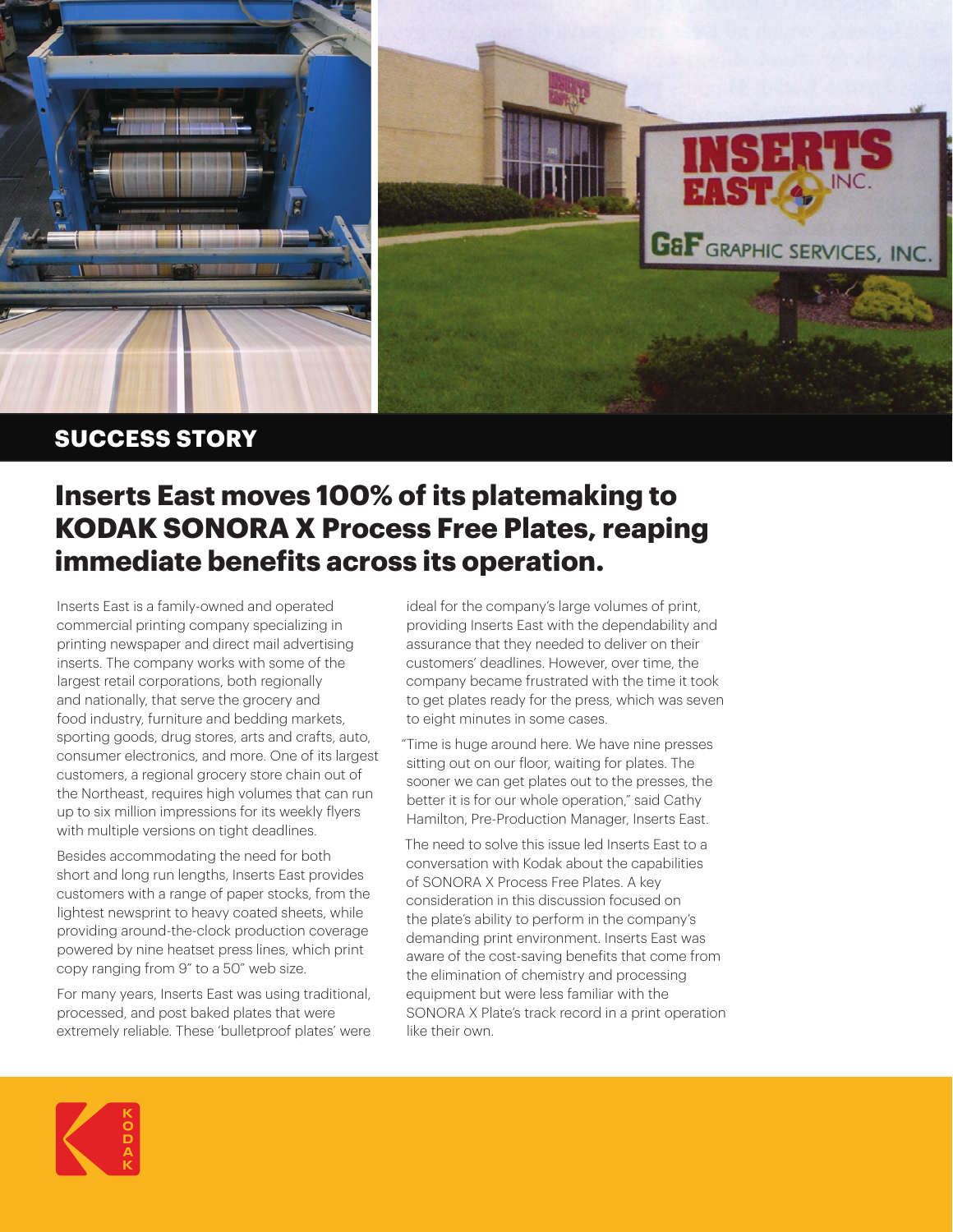**SUCCESS STORY**

# Inserts East moves 100% of its platemaking to KODAK SONORA X Process Free Plates, reaping immediate benefits across its operation.

Inserts East is a family-owned and operated commercial printing company specializing in printing newspaper and direct mail advertising inserts. The company works with some of the largest retail corporations, both regionally and nationally, that serve the grocery and food industry, furniture and bedding markets, sporting goods, drug stores, arts and crafts, auto, consumer electronics, and more. One of its largest customers, a regional grocery store chain out of the Northeast, requires high volumes that can run up to six million impressions for its weekly flyers with multiple versions on tight deadlines.

Besides accommodating the need for both short and long run lengths, Inserts East provides customers with a range of paper stocks, from the lightest newsprint to heavy coated sheets, while providing around-the-clock production coverage powered by nine heatset press lines, which print copy ranging from 9″ to a 50″ web size.

For many years, Inserts East was using traditional, processed, and post baked plates that were extremely reliable. These 'bulletproof plates' were ideal for the company's large volumes of print, providing Inserts East with the dependability and assurance that they needed to deliver on their customers' deadlines. However, over time, the company became frustrated with the time it took to get plates ready for the press, which was seven to eight minutes in some cases.

"Time is huge around here. We have nine presses sitting out on our floor, waiting for plates. The sooner we can get plates out to the presses, the better it is for our whole operation," said Cathy Hamilton, Pre-Production Manager, Inserts East.

The need to solve this issue led Inserts East to a conversation with Kodak about the capabilities of SONORA X Process Free Plates. A key consideration in this discussion focused on the plate's ability to perform in the company's demanding print environment. Inserts East was aware of the cost-saving benefits that come from the elimination of chemistry and processing equipment but were less familiar with the SONORA X Plate's track record in a print operation like their own.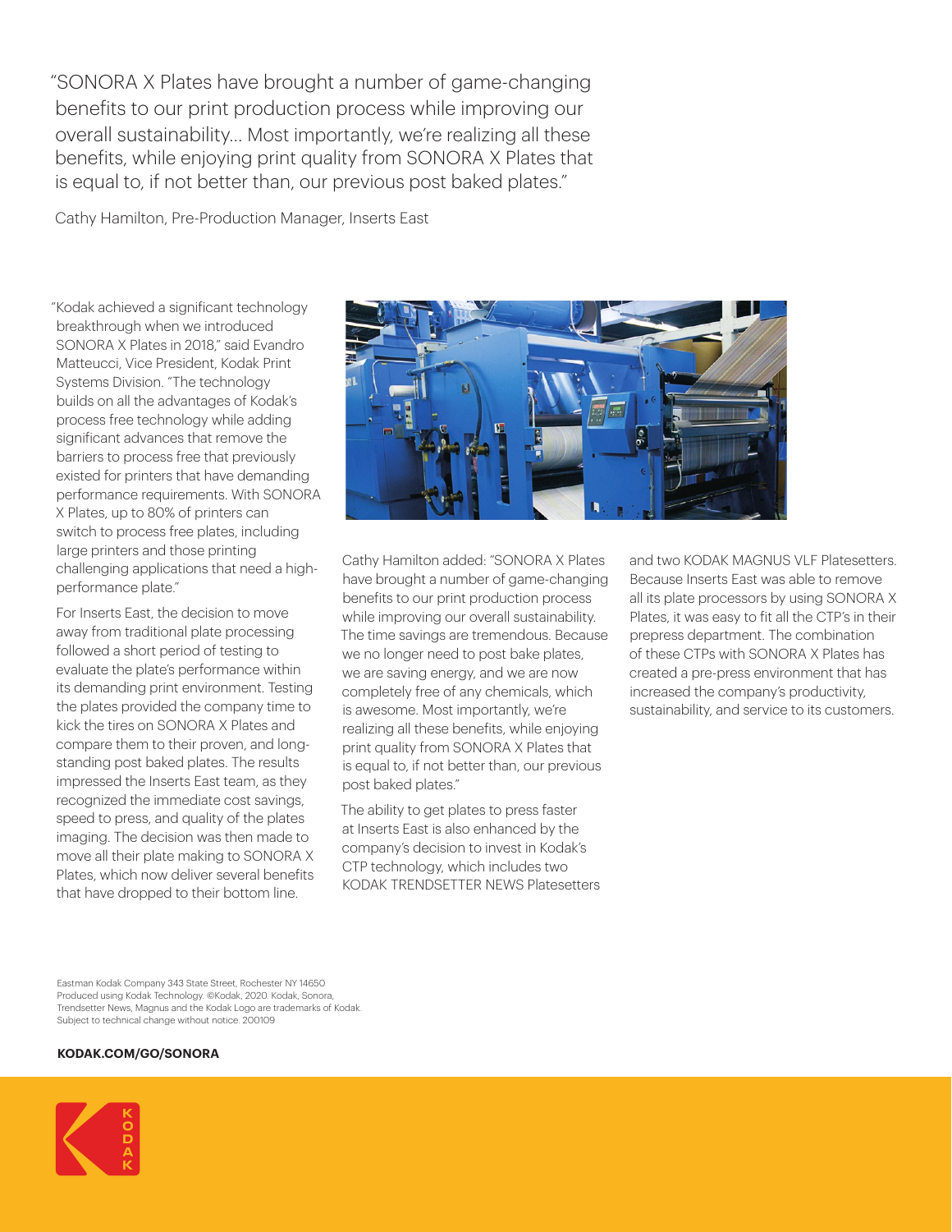"SONORA X Plates have brought a number of game-changing benefits to our print production process while improving our overall sustainability... Most importantly, we're realizing all these benefits, while enjoying print quality from SONORA X Plates that is equal to, if not better than, our previous post baked plates."

Cathy Hamilton, Pre-Production Manager, Inserts East

"Kodak achieved a significant technology breakthrough when we introduced SONORA X Plates in 2018," said Evandro Matteucci, Vice President, Kodak Print Systems Division. "The technology builds on all the advantages of Kodak's process free technology while adding significant advances that remove the barriers to process free that previously existed for printers that have demanding performance requirements. With SONORA X Plates, up to 80% of printers can switch to process free plates, including large printers and those printing challenging applications that need a high-performance plate."

For Inserts East, the decision to move away from traditional plate processing followed a short period of testing to evaluate the plate's performance within its demanding print environment. Testing the plates provided the company time to kick the tires on SONORA X Plates and compare them to their proven, and long-standing post baked plates. The results impressed the Inserts East team, as they recognized the immediate cost savings, speed to press, and quality of the plates imaging. The decision was then made to move all their plate making to SONORA X Plates, which now deliver several benefits that have dropped to their bottom line.

Cathy Hamilton added: "SONORA X Plates have brought a number of game-changing benefits to our print production process while improving our overall sustainability. The time savings are tremendous. Because we no longer need to post bake plates, we are saving energy, and we are now completely free of any chemicals, which is awesome. Most importantly, we're realizing all these benefits, while enjoying print quality from SONORA X Plates that is equal to, if not better than, our previous post baked plates."

The ability to get plates to press faster at Inserts East is also enhanced by the company's decision to invest in Kodak's CTP technology, which includes two KODAK TRENDSETTER NEWS Platesetters and two KODAK MAGNUS VLF Platesetters. Because Inserts East was able to remove all its plate processors by using SONORA X Plates, it was easy to fit all the CTP's in their prepress department. The combination of these CTPs with SONORA X Plates has created a pre-press environment that has increased the company's productivity, sustainability, and service to its customers.

Eastman Kodak Company 343 State Street, Rochester NY 14650
Produced using Kodak Technology. ©Kodak, 2020. Kodak, Sonora, Trendsetter News, Magnus and the Kodak Logo are trademarks of Kodak.
Subject to technical change without notice. 200109

**KODAK.COM/GO/SONORA**